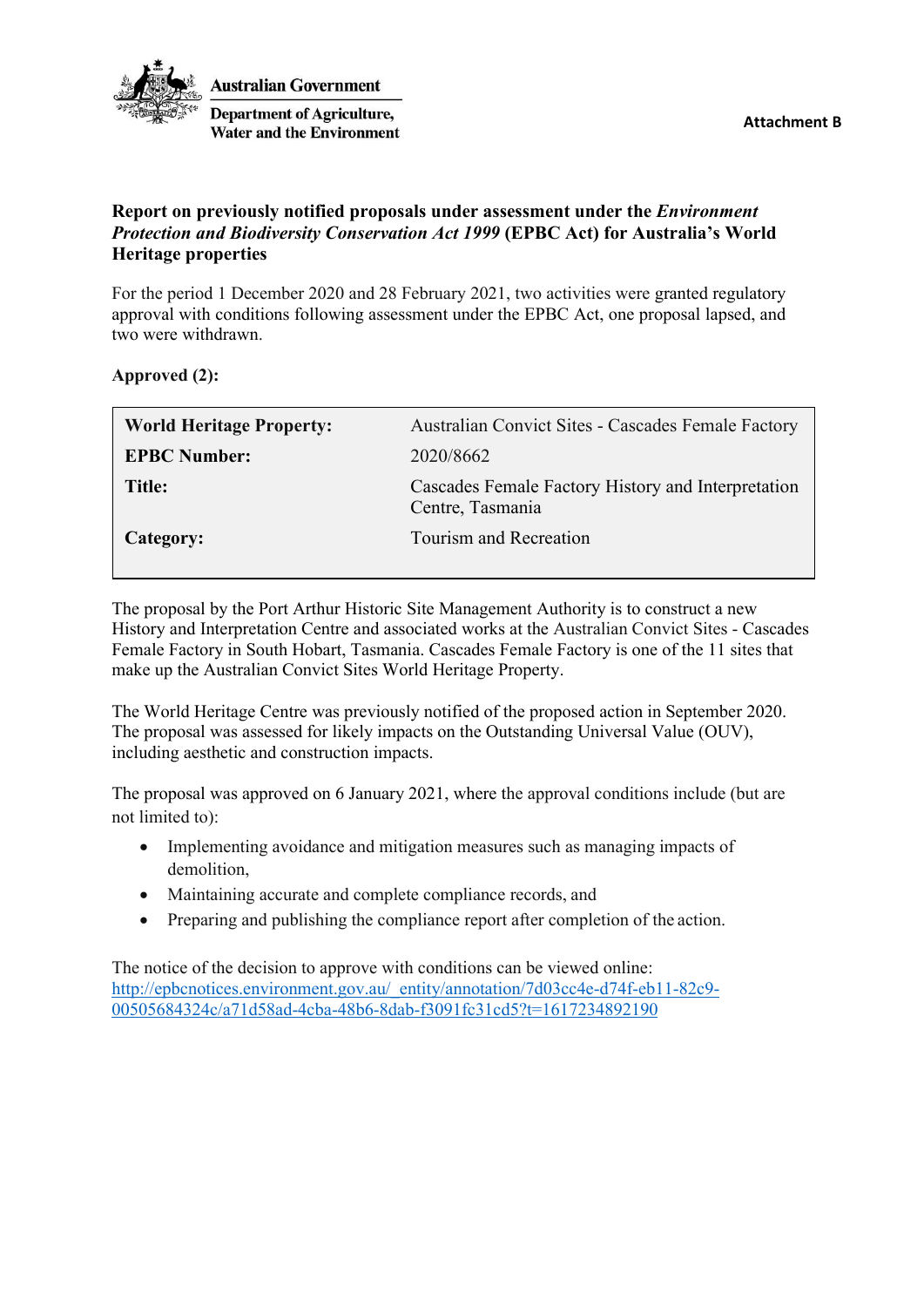Australian Government

Department of Agriculture, Water and the Environment

**Attachment B**

## Report on previously notified proposals under assessment under the *Environment Protection and Biodiversity Conservation Act 1999* (EPBC Act) for Australia's World Heritage properties

For the period 1 December 2020 and 28 February 2021, two activities were granted regulatory approval with conditions following assessment under the EPBC Act, one proposal lapsed, and two were withdrawn.

**Approved (2):**

| | |
|---|---|
| **World Heritage Property:** | Australian Convict Sites - Cascades Female Factory |
| **EPBC Number:** | 2020/8662 |
| **Title:** | Cascades Female Factory History and Interpretation Centre, Tasmania |
| **Category:** | Tourism and Recreation |

The proposal by the Port Arthur Historic Site Management Authority is to construct a new History and Interpretation Centre and associated works at the Australian Convict Sites - Cascades Female Factory in South Hobart, Tasmania. Cascades Female Factory is one of the 11 sites that make up the Australian Convict Sites World Heritage Property.

The World Heritage Centre was previously notified of the proposed action in September 2020. The proposal was assessed for likely impacts on the Outstanding Universal Value (OUV), including aesthetic and construction impacts.

The proposal was approved on 6 January 2021, where the approval conditions include (but are not limited to):

- Implementing avoidance and mitigation measures such as managing impacts of demolition,
- Maintaining accurate and complete compliance records, and
- Preparing and publishing the compliance report after completion of the action.

The notice of the decision to approve with conditions can be viewed online:
[http://epbcnotices.environment.gov.au/_entity/annotation/7d03cc4e-d74f-eb11-82c9-00505684324c/a71d58ad-4cba-48b6-8dab-f3091fc31cd5?t=1617234892190](http://epbcnotices.environment.gov.au/_entity/annotation/7d03cc4e-d74f-eb11-82c9-00505684324c/a71d58ad-4cba-48b6-8dab-f3091fc31cd5?t=1617234892190)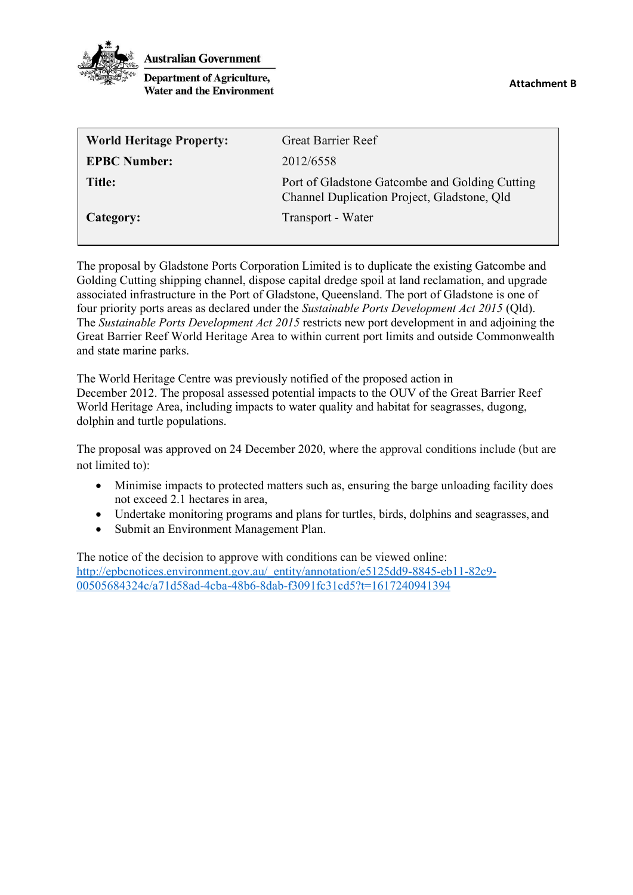Australian Government

Department of Agriculture, Water and the Environment

**Attachment B**

| **World Heritage Property:** | Great Barrier Reef |
| --- | --- |
| **EPBC Number:** | 2012/6558 |
| **Title:** | Port of Gladstone Gatcombe and Golding Cutting Channel Duplication Project, Gladstone, Qld |
| **Category:** | Transport - Water |

The proposal by Gladstone Ports Corporation Limited is to duplicate the existing Gatcombe and Golding Cutting shipping channel, dispose capital dredge spoil at land reclamation, and upgrade associated infrastructure in the Port of Gladstone, Queensland. The port of Gladstone is one of four priority ports areas as declared under the *Sustainable Ports Development Act 2015* (Qld). The *Sustainable Ports Development Act 2015* restricts new port development in and adjoining the Great Barrier Reef World Heritage Area to within current port limits and outside Commonwealth and state marine parks.

The World Heritage Centre was previously notified of the proposed action in December 2012. The proposal assessed potential impacts to the OUV of the Great Barrier Reef World Heritage Area, including impacts to water quality and habitat for seagrasses, dugong, dolphin and turtle populations.

The proposal was approved on 24 December 2020, where the approval conditions include (but are not limited to):

- Minimise impacts to protected matters such as, ensuring the barge unloading facility does not exceed 2.1 hectares in area,
- Undertake monitoring programs and plans for turtles, birds, dolphins and seagrasses, and
- Submit an Environment Management Plan.

The notice of the decision to approve with conditions can be viewed online: [http://epbcnotices.environment.gov.au/_entity/annotation/e5125dd9-8845-eb11-82c9-00505684324c/a71d58ad-4cba-48b6-8dab-f3091fc31cd5?t=1617240941394](http://epbcnotices.environment.gov.au/_entity/annotation/e5125dd9-8845-eb11-82c9-00505684324c/a71d58ad-4cba-48b6-8dab-f3091fc31cd5?t=1617240941394)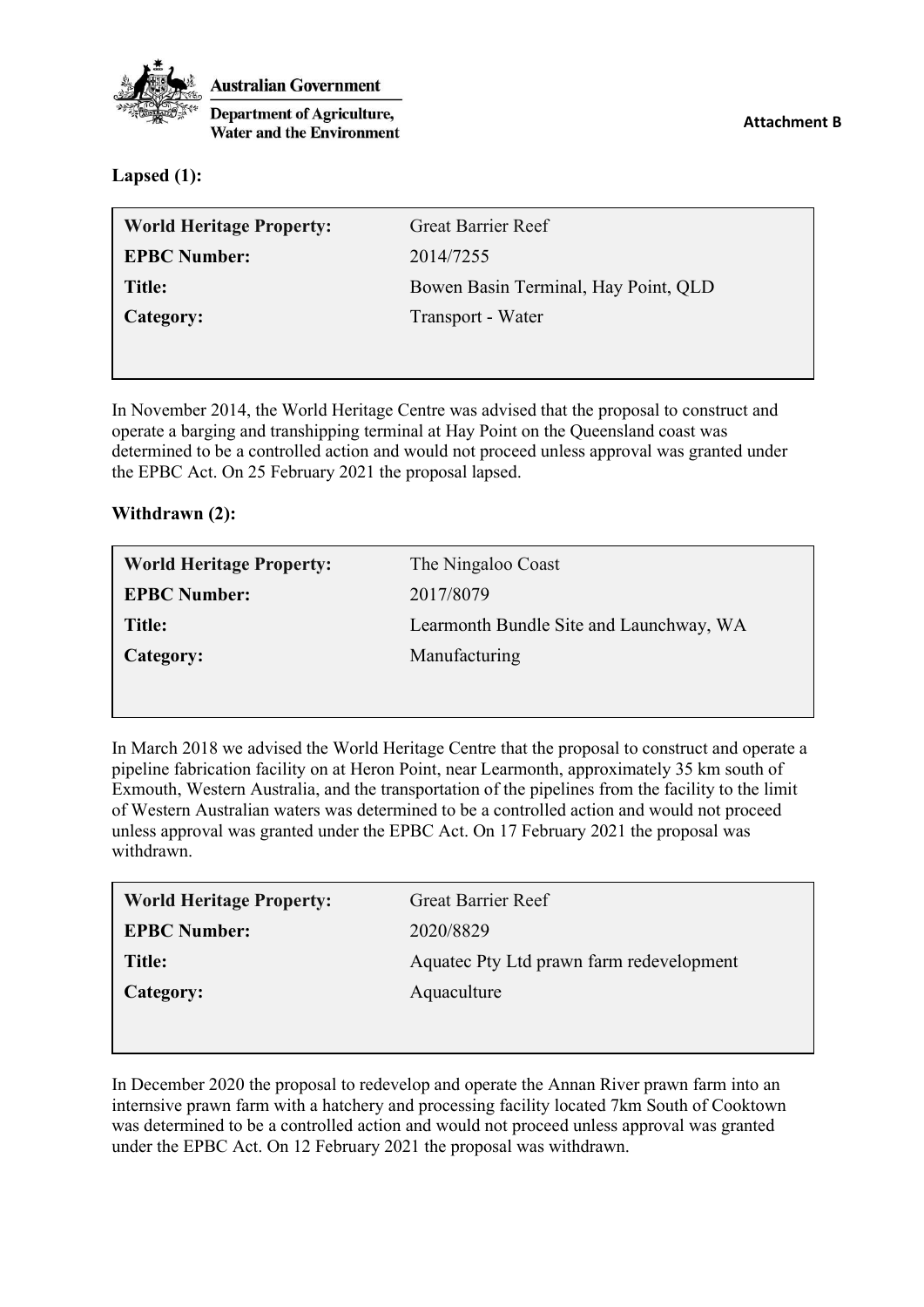**Attachment B**

**Lapsed (1):**

| | |
|---|---|
| **World Heritage Property:** | Great Barrier Reef |
| **EPBC Number:** | 2014/7255 |
| **Title:** | Bowen Basin Terminal, Hay Point, QLD |
| **Category:** | Transport - Water |

In November 2014, the World Heritage Centre was advised that the proposal to construct and operate a barging and transhipping terminal at Hay Point on the Queensland coast was determined to be a controlled action and would not proceed unless approval was granted under the EPBC Act. On 25 February 2021 the proposal lapsed.

**Withdrawn (2):**

| | |
|---|---|
| **World Heritage Property:** | The Ningaloo Coast |
| **EPBC Number:** | 2017/8079 |
| **Title:** | Learmonth Bundle Site and Launchway, WA |
| **Category:** | Manufacturing |

In March 2018 we advised the World Heritage Centre that the proposal to construct and operate a pipeline fabrication facility on at Heron Point, near Learmonth, approximately 35 km south of Exmouth, Western Australia, and the transportation of the pipelines from the facility to the limit of Western Australian waters was determined to be a controlled action and would not proceed unless approval was granted under the EPBC Act. On 17 February 2021 the proposal was withdrawn.

| | |
|---|---|
| **World Heritage Property:** | Great Barrier Reef |
| **EPBC Number:** | 2020/8829 |
| **Title:** | Aquatec Pty Ltd prawn farm redevelopment |
| **Category:** | Aquaculture |

In December 2020 the proposal to redevelop and operate the Annan River prawn farm into an internsive prawn farm with a hatchery and processing facility located 7km South of Cooktown was determined to be a controlled action and would not proceed unless approval was granted under the EPBC Act. On 12 February 2021 the proposal was withdrawn.